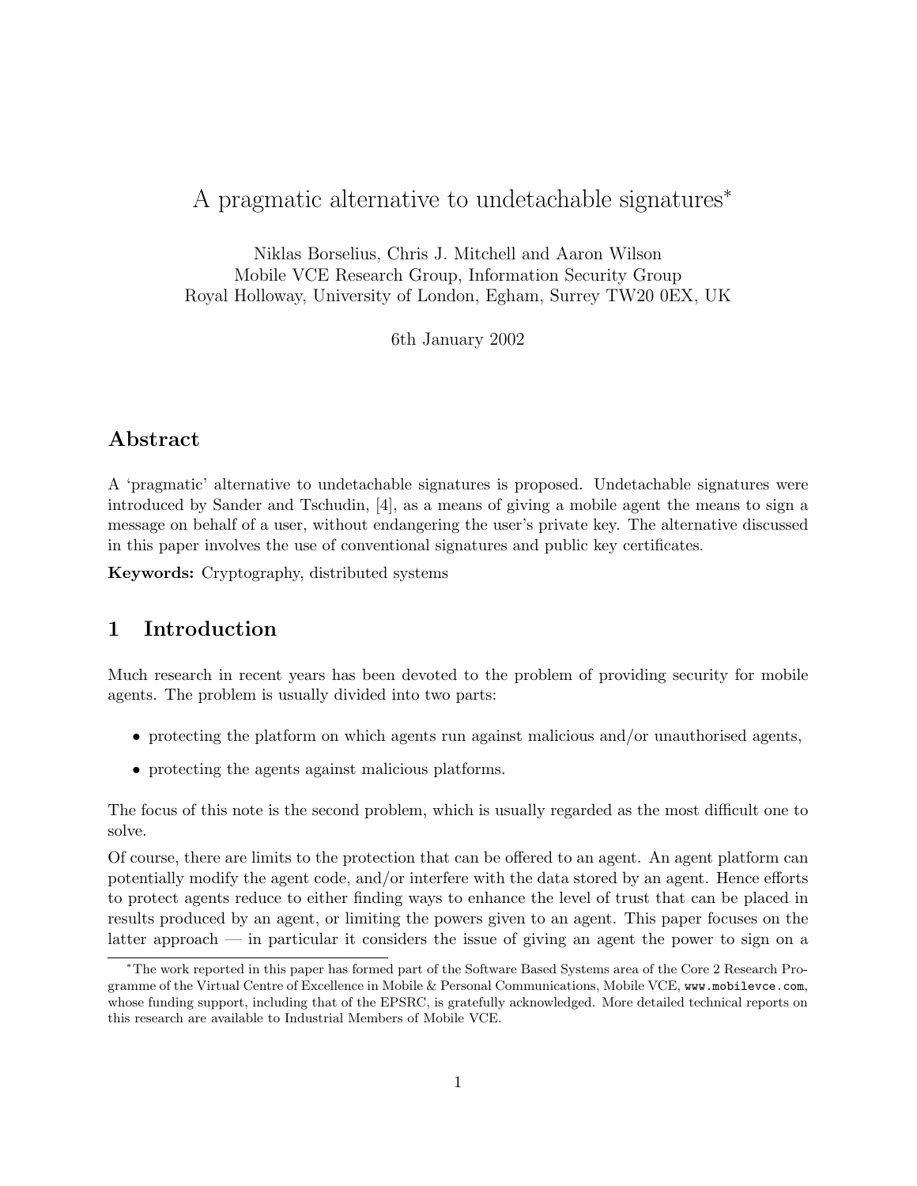# A pragmatic alternative to undetachable signatures*

Niklas Borselius, Chris J. Mitchell and Aaron Wilson
Mobile VCE Research Group, Information Security Group
Royal Holloway, University of London, Egham, Surrey TW20 0EX, UK

6th January 2002

## Abstract

A 'pragmatic' alternative to undetachable signatures is proposed. Undetachable signatures were introduced by Sander and Tschudin, [4], as a means of giving a mobile agent the means to sign a message on behalf of a user, without endangering the user's private key. The alternative discussed in this paper involves the use of conventional signatures and public key certificates.

**Keywords:** Cryptography, distributed systems

## 1 Introduction

Much research in recent years has been devoted to the problem of providing security for mobile agents. The problem is usually divided into two parts:

- protecting the platform on which agents run against malicious and/or unauthorised agents,
- protecting the agents against malicious platforms.

The focus of this note is the second problem, which is usually regarded as the most difficult one to solve.

Of course, there are limits to the protection that can be offered to an agent. An agent platform can potentially modify the agent code, and/or interfere with the data stored by an agent. Hence efforts to protect agents reduce to either finding ways to enhance the level of trust that can be placed in results produced by an agent, or limiting the powers given to an agent. This paper focuses on the latter approach — in particular it considers the issue of giving an agent the power to sign on a

*The work reported in this paper has formed part of the Software Based Systems area of the Core 2 Research Programme of the Virtual Centre of Excellence in Mobile & Personal Communications, Mobile VCE, www.mobilevce.com, whose funding support, including that of the EPSRC, is gratefully acknowledged. More detailed technical reports on this research are available to Industrial Members of Mobile VCE.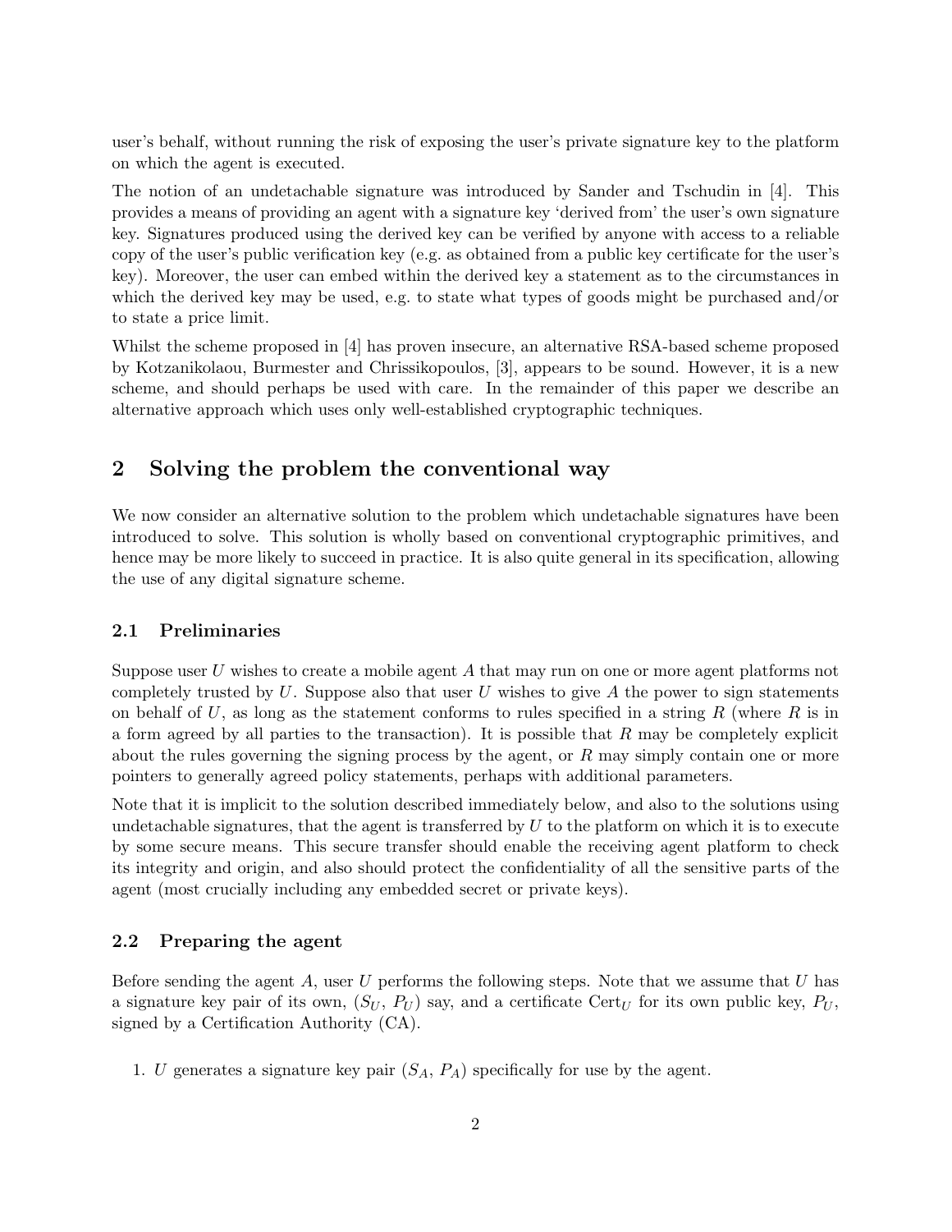user's behalf, without running the risk of exposing the user's private signature key to the platform on which the agent is executed.

The notion of an undetachable signature was introduced by Sander and Tschudin in [4]. This provides a means of providing an agent with a signature key 'derived from' the user's own signature key. Signatures produced using the derived key can be verified by anyone with access to a reliable copy of the user's public verification key (e.g. as obtained from a public key certificate for the user's key). Moreover, the user can embed within the derived key a statement as to the circumstances in which the derived key may be used, e.g. to state what types of goods might be purchased and/or to state a price limit.

Whilst the scheme proposed in [4] has proven insecure, an alternative RSA-based scheme proposed by Kotzanikolaou, Burmester and Chrissikopoulos, [3], appears to be sound. However, it is a new scheme, and should perhaps be used with care. In the remainder of this paper we describe an alternative approach which uses only well-established cryptographic techniques.

## 2 Solving the problem the conventional way

We now consider an alternative solution to the problem which undetachable signatures have been introduced to solve. This solution is wholly based on conventional cryptographic primitives, and hence may be more likely to succeed in practice. It is also quite general in its specification, allowing the use of any digital signature scheme.

### 2.1 Preliminaries

Suppose user $U$ wishes to create a mobile agent $A$ that may run on one or more agent platforms not completely trusted by $U$. Suppose also that user $U$ wishes to give $A$ the power to sign statements on behalf of $U$, as long as the statement conforms to rules specified in a string $R$ (where $R$ is in a form agreed by all parties to the transaction). It is possible that $R$ may be completely explicit about the rules governing the signing process by the agent, or $R$ may simply contain one or more pointers to generally agreed policy statements, perhaps with additional parameters.

Note that it is implicit to the solution described immediately below, and also to the solutions using undetachable signatures, that the agent is transferred by $U$ to the platform on which it is to execute by some secure means. This secure transfer should enable the receiving agent platform to check its integrity and origin, and also should protect the confidentiality of all the sensitive parts of the agent (most crucially including any embedded secret or private keys).

### 2.2 Preparing the agent

Before sending the agent $A$, user $U$ performs the following steps. Note that we assume that $U$ has a signature key pair of its own, ($S_U$, $P_U$) say, and a certificate $\text{Cert}_U$ for its own public key, $P_U$, signed by a Certification Authority (CA).

1. $U$ generates a signature key pair ($S_A$, $P_A$) specifically for use by the agent.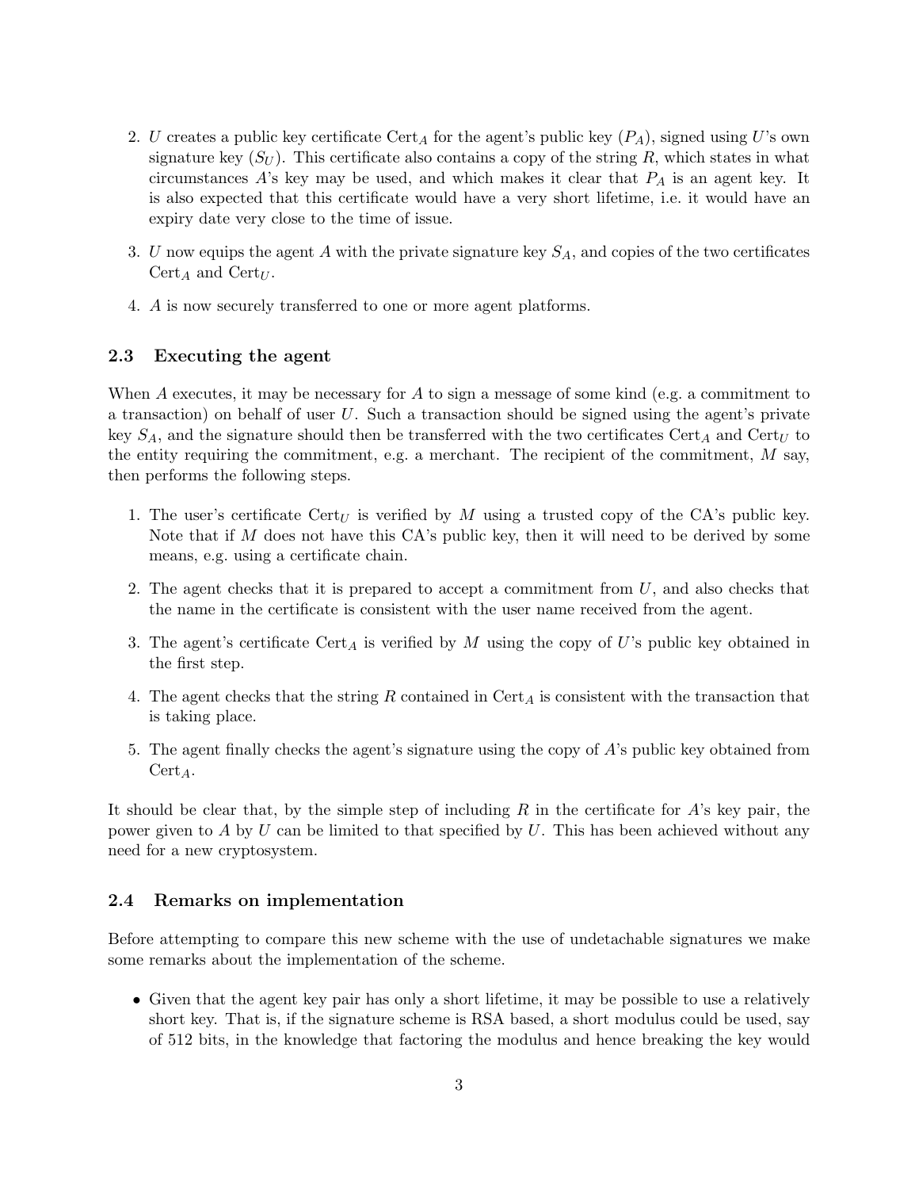2. $U$ creates a public key certificate $\text{Cert}_A$ for the agent's public key ($P_A$), signed using $U$'s own signature key ($S_U$). This certificate also contains a copy of the string $R$, which states in what circumstances $A$'s key may be used, and which makes it clear that $P_A$ is an agent key. It is also expected that this certificate would have a very short lifetime, i.e. it would have an expiry date very close to the time of issue.

3. $U$ now equips the agent $A$ with the private signature key $S_A$, and copies of the two certificates $\text{Cert}_A$ and $\text{Cert}_U$.

4. $A$ is now securely transferred to one or more agent platforms.

### 2.3 Executing the agent

When $A$ executes, it may be necessary for $A$ to sign a message of some kind (e.g. a commitment to a transaction) on behalf of user $U$. Such a transaction should be signed using the agent's private key $S_A$, and the signature should then be transferred with the two certificates $\text{Cert}_A$ and $\text{Cert}_U$ to the entity requiring the commitment, e.g. a merchant. The recipient of the commitment, $M$ say, then performs the following steps.

1. The user's certificate $\text{Cert}_U$ is verified by $M$ using a trusted copy of the CA's public key. Note that if $M$ does not have this CA's public key, then it will need to be derived by some means, e.g. using a certificate chain.

2. The agent checks that it is prepared to accept a commitment from $U$, and also checks that the name in the certificate is consistent with the user name received from the agent.

3. The agent's certificate $\text{Cert}_A$ is verified by $M$ using the copy of $U$'s public key obtained in the first step.

4. The agent checks that the string $R$ contained in $\text{Cert}_A$ is consistent with the transaction that is taking place.

5. The agent finally checks the agent's signature using the copy of $A$'s public key obtained from $\text{Cert}_A$.

It should be clear that, by the simple step of including $R$ in the certificate for $A$'s key pair, the power given to $A$ by $U$ can be limited to that specified by $U$. This has been achieved without any need for a new cryptosystem.

### 2.4 Remarks on implementation

Before attempting to compare this new scheme with the use of undetachable signatures we make some remarks about the implementation of the scheme.

- Given that the agent key pair has only a short lifetime, it may be possible to use a relatively short key. That is, if the signature scheme is RSA based, a short modulus could be used, say of 512 bits, in the knowledge that factoring the modulus and hence breaking the key would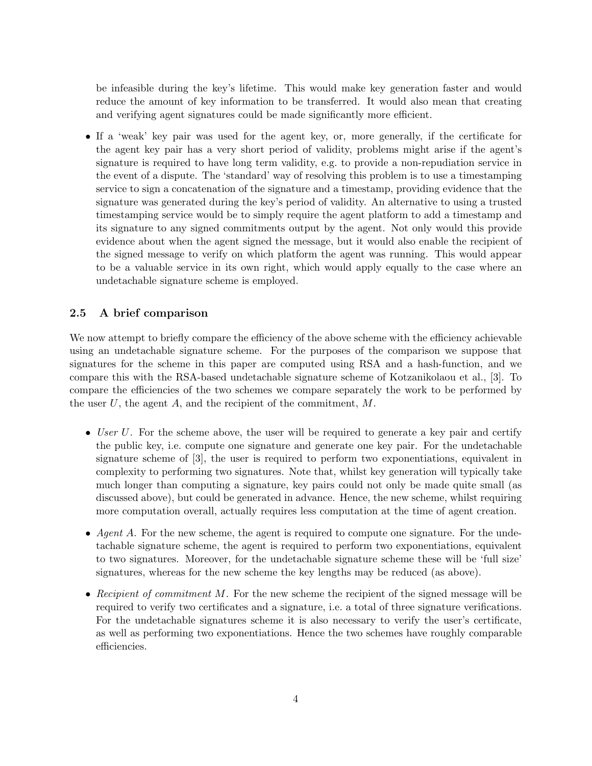be infeasible during the key's lifetime. This would make key generation faster and would reduce the amount of key information to be transferred. It would also mean that creating and verifying agent signatures could be made significantly more efficient.

- If a 'weak' key pair was used for the agent key, or, more generally, if the certificate for the agent key pair has a very short period of validity, problems might arise if the agent's signature is required to have long term validity, e.g. to provide a non-repudiation service in the event of a dispute. The 'standard' way of resolving this problem is to use a timestamping service to sign a concatenation of the signature and a timestamp, providing evidence that the signature was generated during the key's period of validity. An alternative to using a trusted timestamping service would be to simply require the agent platform to add a timestamp and its signature to any signed commitments output by the agent. Not only would this provide evidence about when the agent signed the message, but it would also enable the recipient of the signed message to verify on which platform the agent was running. This would appear to be a valuable service in its own right, which would apply equally to the case where an undetachable signature scheme is employed.

### 2.5 A brief comparison

We now attempt to briefly compare the efficiency of the above scheme with the efficiency achievable using an undetachable signature scheme. For the purposes of the comparison we suppose that signatures for the scheme in this paper are computed using RSA and a hash-function, and we compare this with the RSA-based undetachable signature scheme of Kotzanikolaou et al., [3]. To compare the efficiencies of the two schemes we compare separately the work to be performed by the user $U$, the agent $A$, and the recipient of the commitment, $M$.

- *User $U$.* For the scheme above, the user will be required to generate a key pair and certify the public key, i.e. compute one signature and generate one key pair. For the undetachable signature scheme of [3], the user is required to perform two exponentiations, equivalent in complexity to performing two signatures. Note that, whilst key generation will typically take much longer than computing a signature, key pairs could not only be made quite small (as discussed above), but could be generated in advance. Hence, the new scheme, whilst requiring more computation overall, actually requires less computation at the time of agent creation.

- *Agent $A$.* For the new scheme, the agent is required to compute one signature. For the undetachable signature scheme, the agent is required to perform two exponentiations, equivalent to two signatures. Moreover, for the undetachable signature scheme these will be 'full size' signatures, whereas for the new scheme the key lengths may be reduced (as above).

- *Recipient of commitment $M$.* For the new scheme the recipient of the signed message will be required to verify two certificates and a signature, i.e. a total of three signature verifications. For the undetachable signatures scheme it is also necessary to verify the user's certificate, as well as performing two exponentiations. Hence the two schemes have roughly comparable efficiencies.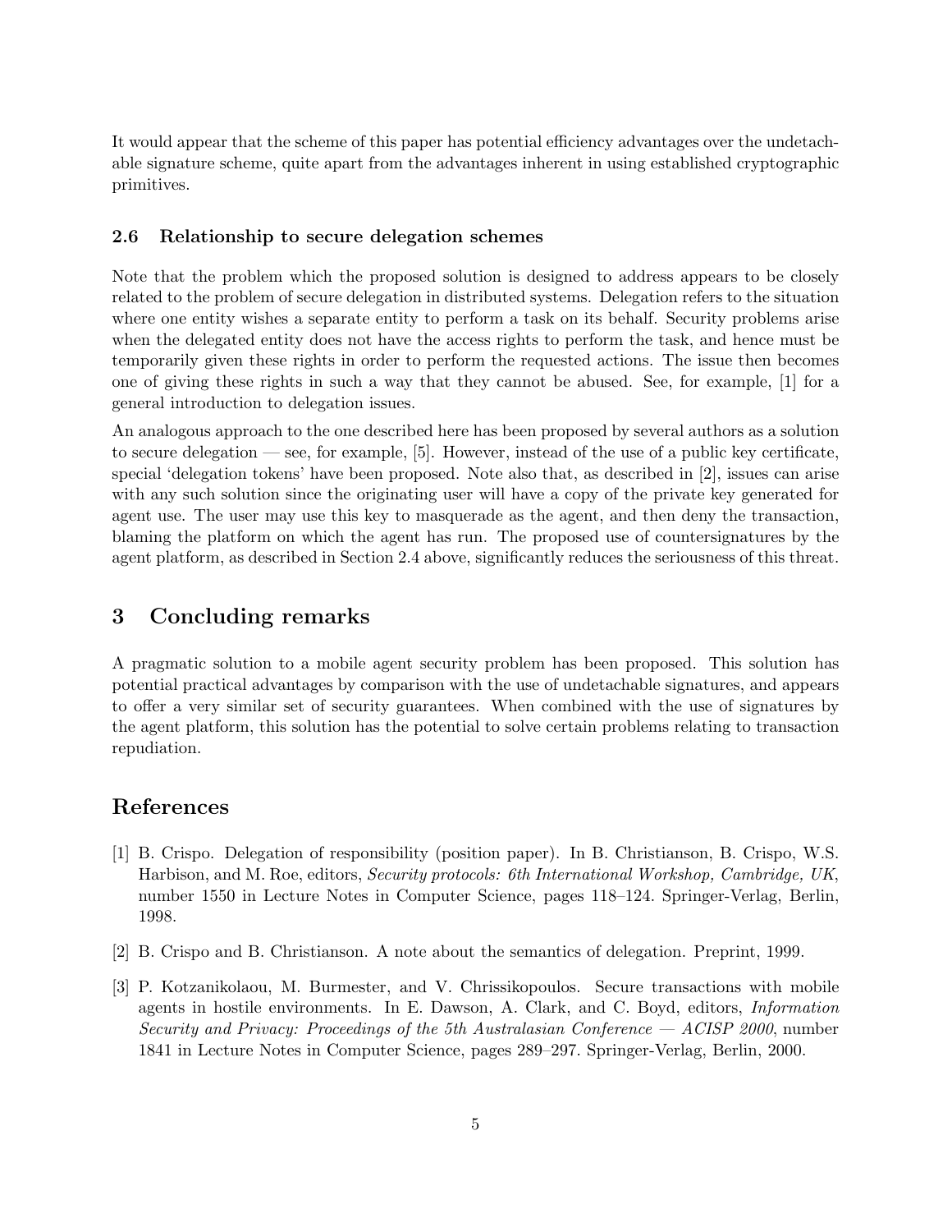It would appear that the scheme of this paper has potential efficiency advantages over the undetachable signature scheme, quite apart from the advantages inherent in using established cryptographic primitives.

### 2.6 Relationship to secure delegation schemes

Note that the problem which the proposed solution is designed to address appears to be closely related to the problem of secure delegation in distributed systems. Delegation refers to the situation where one entity wishes a separate entity to perform a task on its behalf. Security problems arise when the delegated entity does not have the access rights to perform the task, and hence must be temporarily given these rights in order to perform the requested actions. The issue then becomes one of giving these rights in such a way that they cannot be abused. See, for example, [1] for a general introduction to delegation issues.

An analogous approach to the one described here has been proposed by several authors as a solution to secure delegation — see, for example, [5]. However, instead of the use of a public key certificate, special 'delegation tokens' have been proposed. Note also that, as described in [2], issues can arise with any such solution since the originating user will have a copy of the private key generated for agent use. The user may use this key to masquerade as the agent, and then deny the transaction, blaming the platform on which the agent has run. The proposed use of countersignatures by the agent platform, as described in Section 2.4 above, significantly reduces the seriousness of this threat.

## 3 Concluding remarks

A pragmatic solution to a mobile agent security problem has been proposed. This solution has potential practical advantages by comparison with the use of undetachable signatures, and appears to offer a very similar set of security guarantees. When combined with the use of signatures by the agent platform, this solution has the potential to solve certain problems relating to transaction repudiation.

## References

[1] B. Crispo. Delegation of responsibility (position paper). In B. Christianson, B. Crispo, W.S. Harbison, and M. Roe, editors, *Security protocols: 6th International Workshop, Cambridge, UK*, number 1550 in Lecture Notes in Computer Science, pages 118–124. Springer-Verlag, Berlin, 1998.

[2] B. Crispo and B. Christianson. A note about the semantics of delegation. Preprint, 1999.

[3] P. Kotzanikolaou, M. Burmester, and V. Chrissikopoulos. Secure transactions with mobile agents in hostile environments. In E. Dawson, A. Clark, and C. Boyd, editors, *Information Security and Privacy: Proceedings of the 5th Australasian Conference — ACISP 2000*, number 1841 in Lecture Notes in Computer Science, pages 289–297. Springer-Verlag, Berlin, 2000.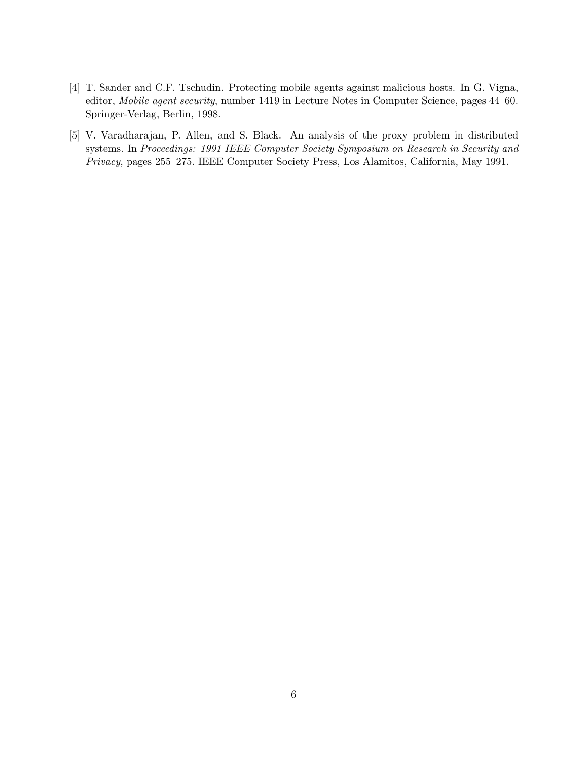[4] T. Sander and C.F. Tschudin. Protecting mobile agents against malicious hosts. In G. Vigna, editor, *Mobile agent security*, number 1419 in Lecture Notes in Computer Science, pages 44–60. Springer-Verlag, Berlin, 1998.

[5] V. Varadharajan, P. Allen, and S. Black. An analysis of the proxy problem in distributed systems. In *Proceedings: 1991 IEEE Computer Society Symposium on Research in Security and Privacy*, pages 255–275. IEEE Computer Society Press, Los Alamitos, California, May 1991.